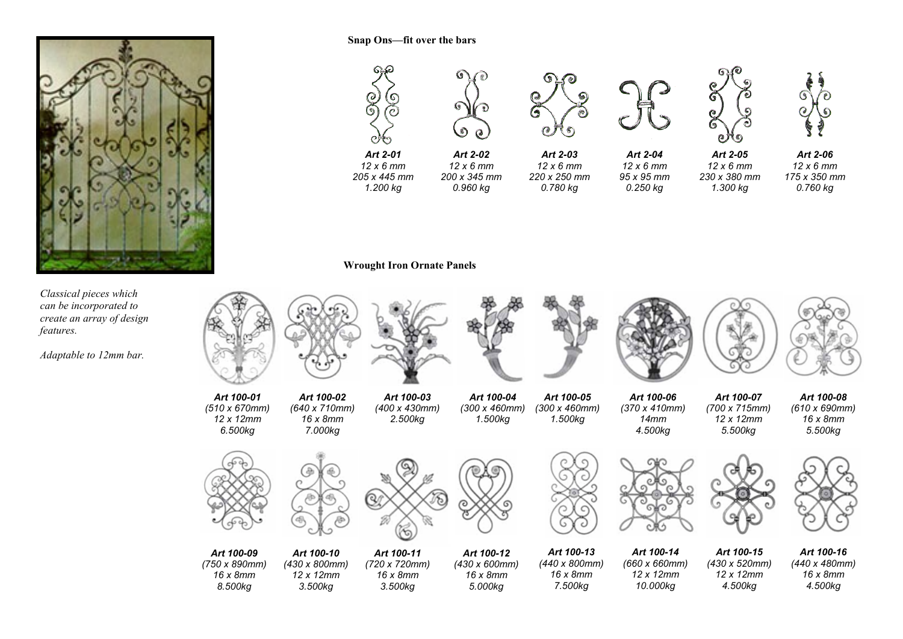## Snap Ons—fit over the bars

| Art 2-01 | Art 2-02 | Art 2-03 | Art 2-04 | Art 2-05 | Art 2-06 |
|---|---|---|---|---|---|
| 12 x 6 mm | 12 x 6 mm | 12 x 6 mm | 12 x 6 mm | 12 x 6 mm | 12 x 6 mm |
| 205 x 445 mm | 200 x 345 mm | 220 x 250 mm | 95 x 95 mm | 230 x 380 mm | 175 x 350 mm |
| 1.200 kg | 0.960 kg | 0.780 kg | 0.250 kg | 1.300 kg | 0.760 kg |

*Classical pieces which can be incorporated to create an array of design features.*

*Adaptable to 12mm bar.*

## Wrought Iron Ornate Panels

| Art 100-01 | Art 100-02 | Art 100-03 | Art 100-04 | Art 100-05 | Art 100-06 | Art 100-07 | Art 100-08 |
|---|---|---|---|---|---|---|---|
| (510 x 670mm) | (640 x 710mm) | (400 x 430mm) | (300 x 460mm) | (300 x 460mm) | (370 x 410mm) | (700 x 715mm) | (610 x 690mm) |
| 12 x 12mm | 16 x 8mm | 2.500kg | 1.500kg | 1.500kg | 14mm | 12 x 12mm | 16 x 8mm |
| 6.500kg | 7.000kg | | | | 4.500kg | 5.500kg | 5.500kg |

| Art 100-09 | Art 100-10 | Art 100-11 | Art 100-12 | Art 100-13 | Art 100-14 | Art 100-15 | Art 100-16 |
|---|---|---|---|---|---|---|---|
| (750 x 890mm) | (430 x 800mm) | (720 x 720mm) | (430 x 600mm) | (440 x 800mm) | (660 x 660mm) | (430 x 520mm) | (440 x 480mm) |
| 16 x 8mm | 12 x 12mm | 16 x 8mm | 16 x 8mm | 16 x 8mm | 12 x 12mm | 12 x 12mm | 16 x 8mm |
| 8.500kg | 3.500kg | 3.500kg | 5.000kg | 7.500kg | 10.000kg | 4.500kg | 4.500kg |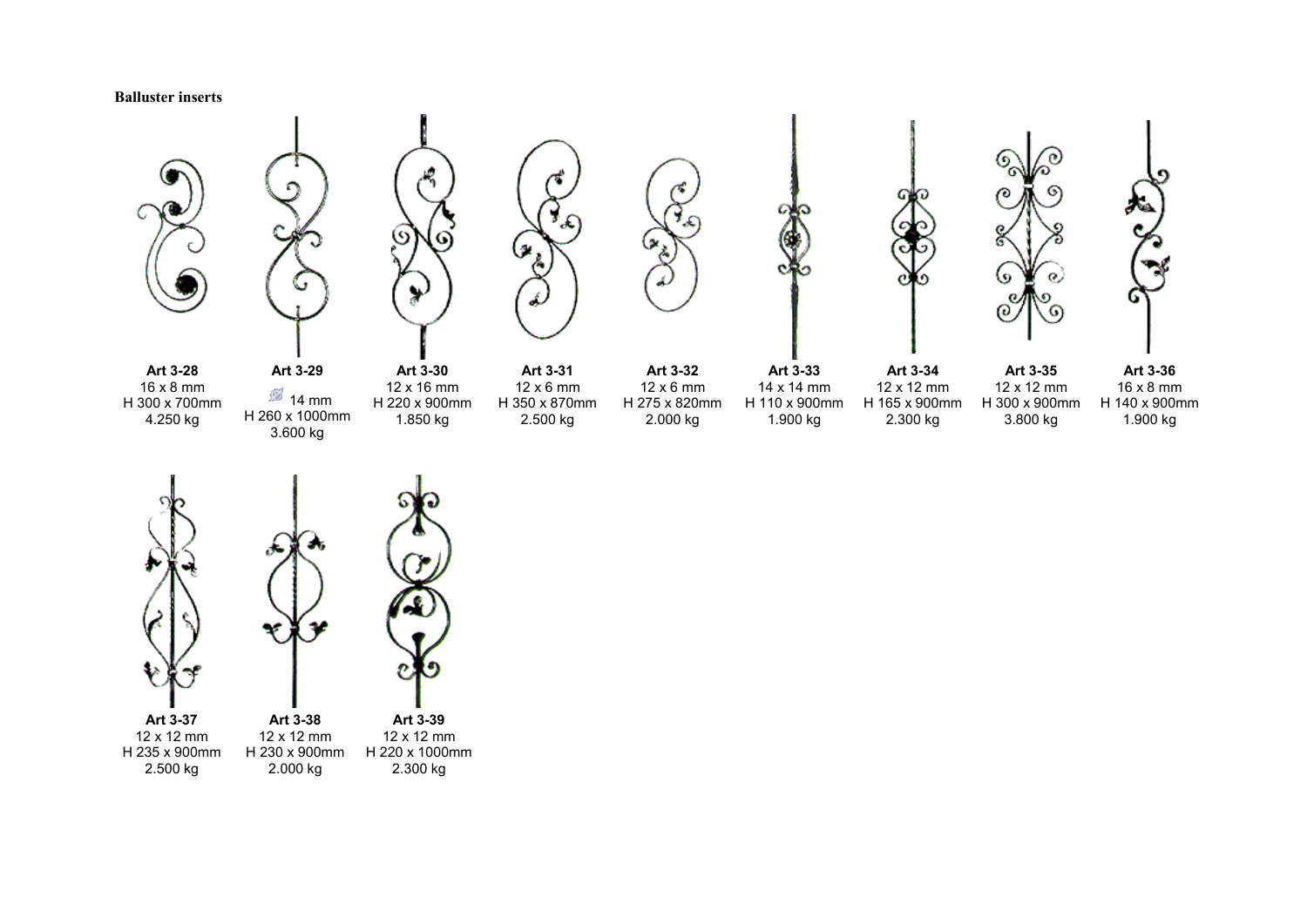**Balluster inserts**

**Art 3-28**
16 x 8 mm
H 300 x 700mm
4.250 kg

**Art 3-29**
14 mm
H 260 x 1000mm
3.600 kg

**Art 3-30**
12 x 16 mm
H 220 x 900mm
1.850 kg

**Art 3-31**
12 x 6 mm
H 350 x 870mm
2.500 kg

**Art 3-32**
12 x 6 mm
H 275 x 820mm
2.000 kg

**Art 3-33**
14 x 14 mm
H 110 x 900mm
1.900 kg

**Art 3-34**
12 x 12 mm
H 165 x 900mm
2.300 kg

**Art 3-35**
12 x 12 mm
H 300 x 900mm
3.800 kg

**Art 3-36**
16 x 8 mm
H 140 x 900mm
1.900 kg

**Art 3-37**
12 x 12 mm
H 235 x 900mm
2.500 kg

**Art 3-38**
12 x 12 mm
H 230 x 900mm
2.000 kg

**Art 3-39**
12 x 12 mm
H 220 x 1000mm
2.300 kg